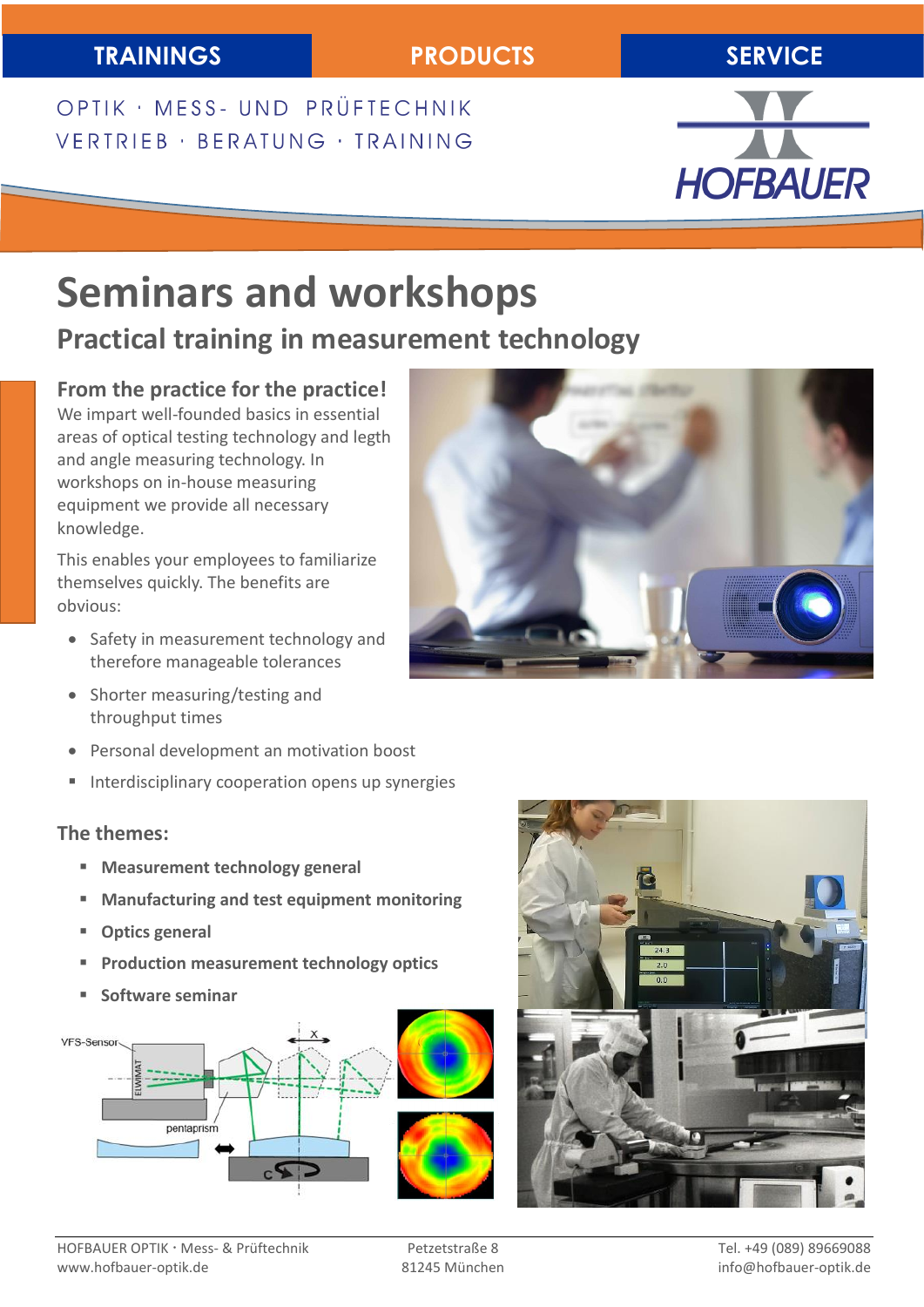TRAININGS | PRODUCTS | SERVICE

OPTIK · MESS- UND PRÜFTECHNIK
VERTRIEB · BERATUNG · TRAINING

HOFBAUER

# Seminars and workshops

## Practical training in measurement technology

### From the practice for the practice!

We impart well-founded basics in essential areas of optical testing technology and legth and angle measuring technology. In workshops on in-house measuring equipment we provide all necessary knowledge.

This enables your employees to familiarize themselves quickly. The benefits are obvious:

- Safety in measurement technology and therefore manageable tolerances
- Shorter measuring/testing and throughput times
- Personal development an motivation boost
- Interdisciplinary cooperation opens up synergies

### The themes:

- **Measurement technology general**
- **Manufacturing and test equipment monitoring**
- **Optics general**
- **Production measurement technology optics**
- **Software seminar**

HOFBAUER OPTIK · Mess- & Prüftechnik
www.hofbauer-optik.de

Petzetstraße 8
81245 München

Tel. +49 (089) 89669088
info@hofbauer-optik.de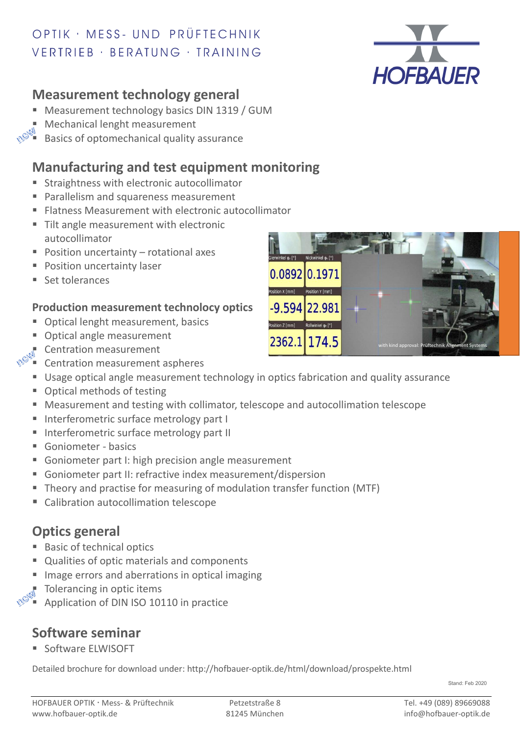OPTIK · MESS- UND PRÜFTECHNIK
VERTRIEB · BERATUNG · TRAINING

HOFBAUER

## Measurement technology general

- Measurement technology basics DIN 1319 / GUM
- Mechanical lenght measurement
- new Basics of optomechanical quality assurance

## Manufacturing and test equipment monitoring

- Straightness with electronic autocollimator
- Parallelism and squareness measurement
- Flatness Measurement with electronic autocollimator
- Tilt angle measurement with electronic autocollimator
- Position uncertainty – rotational axes
- Position uncertainty laser
- Set tolerances

### Production measurement technology optics

- Optical lenght measurement, basics
- Optical angle measurement
- Centration measurement
- new Centration measurement aspheres
- Usage optical angle measurement technology in optics fabrication and quality assurance
- Optical methods of testing
- Measurement and testing with collimator, telescope and autocollimation telescope
- Interferometric surface metrology part I
- Interferometric surface metrology part II
- Goniometer - basics
- Goniometer part I: high precision angle measurement
- Goniometer part II: refractive index measurement/dispersion
- Theory and practise for measuring of modulation transfer function (MTF)
- Calibration autocollimation telescope

with kind approval: Prüftechnik Alignment Systems

## Optics general

- Basic of technical optics
- Qualities of optic materials and components
- Image errors and aberrations in optical imaging
- Tolerancing in optic items
- new Application of DIN ISO 10110 in practice

## Software seminar

- Software ELWISOFT

Detailed brochure for download under: http://hofbauer-optik.de/html/download/prospekte.html

Stand: Feb 2020

HOFBAUER OPTIK · Mess- & Prüftechnik
www.hofbauer-optik.de

Petzetstraße 8
81245 München

Tel. +49 (089) 89669088
info@hofbauer-optik.de